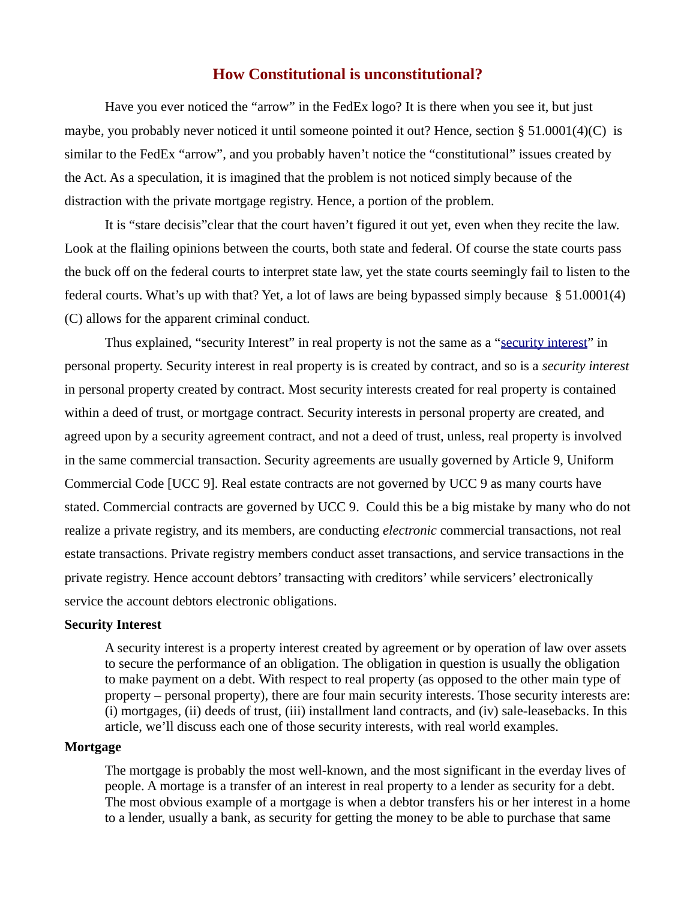# How Constitutional is unconstitutional?

Have you ever noticed the "arrow" in the FedEx logo? It is there when you see it, but just maybe, you probably never noticed it until someone pointed it out? Hence, section § 51.0001(4)(C) is similar to the FedEx "arrow", and you probably haven't notice the "constitutional" issues created by the Act. As a speculation, it is imagined that the problem is not noticed simply because of the distraction with the private mortgage registry. Hence, a portion of the problem.

It is "stare decisis"clear that the court haven't figured it out yet, even when they recite the law. Look at the flailing opinions between the courts, both state and federal. Of course the state courts pass the buck off on the federal courts to interpret state law, yet the state courts seemingly fail to listen to the federal courts. What's up with that? Yet, a lot of laws are being bypassed simply because § 51.0001(4)(C) allows for the apparent criminal conduct.

Thus explained, "security Interest" in real property is not the same as a "security interest" in personal property. Security interest in real property is is created by contract, and so is a *security interest* in personal property created by contract. Most security interests created for real property is contained within a deed of trust, or mortgage contract. Security interests in personal property are created, and agreed upon by a security agreement contract, and not a deed of trust, unless, real property is involved in the same commercial transaction. Security agreements are usually governed by Article 9, Uniform Commercial Code [UCC 9]. Real estate contracts are not governed by UCC 9 as many courts have stated. Commercial contracts are governed by UCC 9. Could this be a big mistake by many who do not realize a private registry, and its members, are conducting *electronic* commercial transactions, not real estate transactions. Private registry members conduct asset transactions, and service transactions in the private registry. Hence account debtors' transacting with creditors' while servicers' electronically service the account debtors electronic obligations.

**Security Interest**

> A security interest is a property interest created by agreement or by operation of law over assets to secure the performance of an obligation. The obligation in question is usually the obligation to make payment on a debt. With respect to real property (as opposed to the other main type of property – personal property), there are four main security interests. Those security interests are: (i) mortgages, (ii) deeds of trust, (iii) installment land contracts, and (iv) sale-leasebacks. In this article, we'll discuss each one of those security interests, with real world examples.

**Mortgage**

> The mortgage is probably the most well-known, and the most significant in the everday lives of people. A mortage is a transfer of an interest in real property to a lender as security for a debt. The most obvious example of a mortgage is when a debtor transfers his or her interest in a home to a lender, usually a bank, as security for getting the money to be able to purchase that same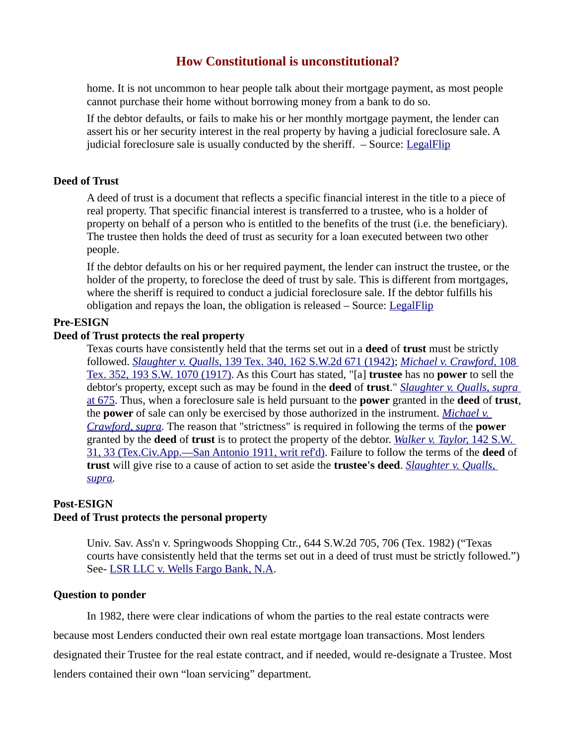home. It is not uncommon to hear people talk about their mortgage payment, as most people cannot purchase their home without borrowing money from a bank to do so.

If the debtor defaults, or fails to make his or her monthly mortgage payment, the lender can assert his or her security interest in the real property by having a judicial foreclosure sale. A judicial foreclosure sale is usually conducted by the sheriff. – Source: LegalFlip

### Deed of Trust

A deed of trust is a document that reflects a specific financial interest in the title to a piece of real property. That specific financial interest is transferred to a trustee, who is a holder of property on behalf of a person who is entitled to the benefits of the trust (i.e. the beneficiary). The trustee then holds the deed of trust as security for a loan executed between two other people.

If the debtor defaults on his or her required payment, the lender can instruct the trustee, or the holder of the property, to foreclose the deed of trust by sale. This is different from mortgages, where the sheriff is required to conduct a judicial foreclosure sale. If the debtor fulfills his obligation and repays the loan, the obligation is released – Source: LegalFlip

### Pre-ESIGN
### Deed of Trust protects the real property

Texas courts have consistently held that the terms set out in a **deed** of **trust** must be strictly followed. *Slaughter v. Qualls*, 139 Tex. 340, 162 S.W.2d 671 (1942); *Michael v. Crawford*, 108 Tex. 352, 193 S.W. 1070 (1917). As this Court has stated, "[a] **trustee** has no **power** to sell the debtor's property, except such as may be found in the **deed** of **trust**." *Slaughter v. Qualls, supra* at 675. Thus, when a foreclosure sale is held pursuant to the **power** granted in the **deed** of **trust**, the **power** of sale can only be exercised by those authorized in the instrument. *Michael v. Crawford, supra.* The reason that "strictness" is required in following the terms of the **power** granted by the **deed** of **trust** is to protect the property of the debtor. *Walker v. Taylor*, 142 S.W. 31, 33 (Tex.Civ.App.—San Antonio 1911, writ ref'd). Failure to follow the terms of the **deed** of **trust** will give rise to a cause of action to set aside the **trustee's deed**. *Slaughter v. Qualls, supra.*

### Post-ESIGN
### Deed of Trust protects the personal property

Univ. Sav. Ass'n v. Springwoods Shopping Ctr., 644 S.W.2d 705, 706 (Tex. 1982) ("Texas courts have consistently held that the terms set out in a deed of trust must be strictly followed.") See- LSR LLC v. Wells Fargo Bank, N.A.

### Question to ponder

In 1982, there were clear indications of whom the parties to the real estate contracts were because most Lenders conducted their own real estate mortgage loan transactions. Most lenders designated their Trustee for the real estate contract, and if needed, would re-designate a Trustee. Most lenders contained their own "loan servicing" department.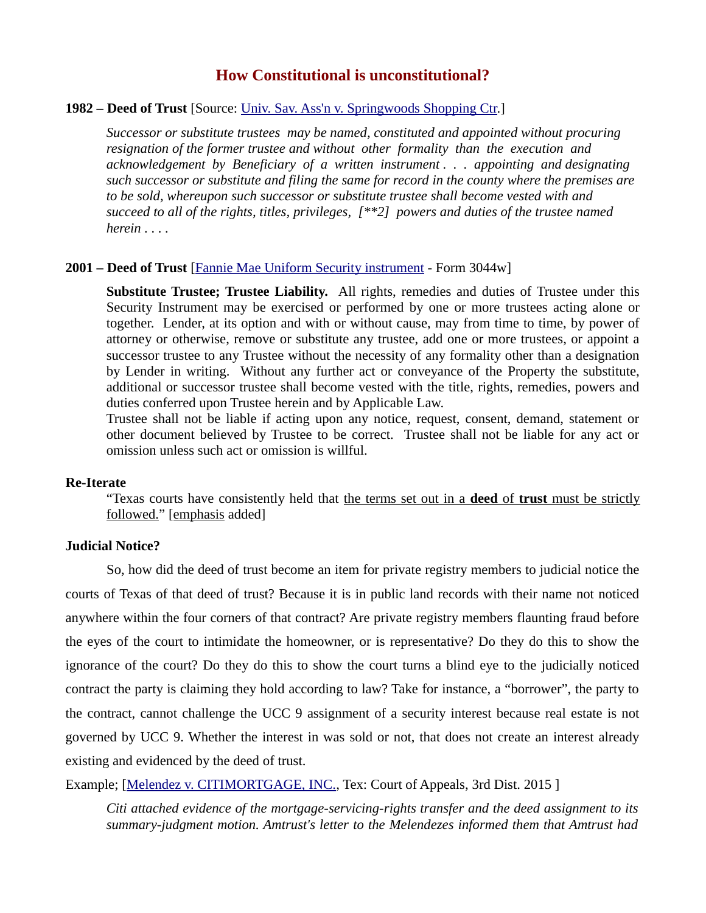# How Constitutional is unconstitutional?

**1982 – Deed of Trust** [Source: Univ. Sav. Ass'n v. Springwoods Shopping Ctr.]

> *Successor or substitute trustees may be named, constituted and appointed without procuring resignation of the former trustee and without other formality than the execution and acknowledgement by Beneficiary of a written instrument . . . appointing and designating such successor or substitute and filing the same for record in the county where the premises are to be sold, whereupon such successor or substitute trustee shall become vested with and succeed to all of the rights, titles, privileges, [**2] powers and duties of the trustee named herein . . . .*

**2001 – Deed of Trust** [Fannie Mae Uniform Security instrument - Form 3044w]

> **Substitute Trustee; Trustee Liability.** All rights, remedies and duties of Trustee under this Security Instrument may be exercised or performed by one or more trustees acting alone or together. Lender, at its option and with or without cause, may from time to time, by power of attorney or otherwise, remove or substitute any trustee, add one or more trustees, or appoint a successor trustee to any Trustee without the necessity of any formality other than a designation by Lender in writing. Without any further act or conveyance of the Property the substitute, additional or successor trustee shall become vested with the title, rights, remedies, powers and duties conferred upon Trustee herein and by Applicable Law.
> Trustee shall not be liable if acting upon any notice, request, consent, demand, statement or other document believed by Trustee to be correct. Trustee shall not be liable for any act or omission unless such act or omission is willful.

**Re-Iterate**

> "Texas courts have consistently held that the terms set out in a **deed** of **trust** must be strictly followed." [emphasis added]

**Judicial Notice?**

So, how did the deed of trust become an item for private registry members to judicial notice the courts of Texas of that deed of trust? Because it is in public land records with their name not noticed anywhere within the four corners of that contract? Are private registry members flaunting fraud before the eyes of the court to intimidate the homeowner, or is representative? Do they do this to show the ignorance of the court? Do they do this to show the court turns a blind eye to the judicially noticed contract the party is claiming they hold according to law? Take for instance, a "borrower", the party to the contract, cannot challenge the UCC 9 assignment of a security interest because real estate is not governed by UCC 9. Whether the interest in was sold or not, that does not create an interest already existing and evidenced by the deed of trust.

Example; [Melendez v. CITIMORTGAGE, INC., Tex: Court of Appeals, 3rd Dist. 2015 ]

> *Citi attached evidence of the mortgage-servicing-rights transfer and the deed assignment to its summary-judgment motion. Amtrust's letter to the Melendezes informed them that Amtrust had*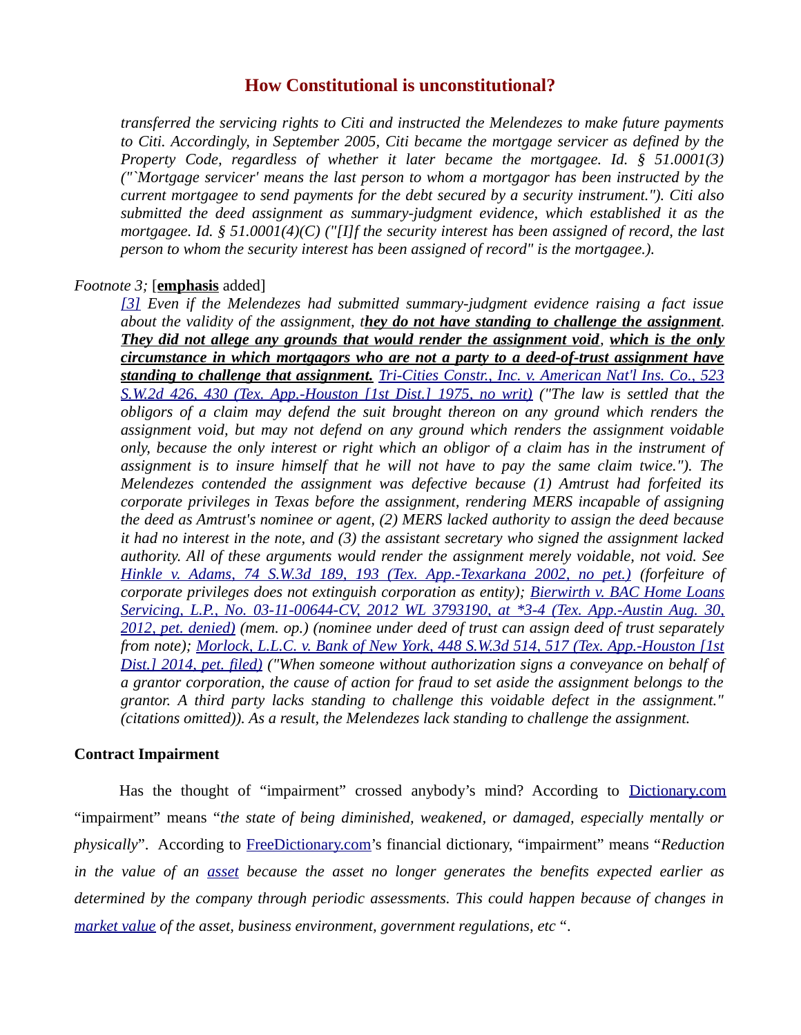*transferred the servicing rights to Citi and instructed the Melendezes to make future payments to Citi. Accordingly, in September 2005, Citi became the mortgage servicer as defined by the Property Code, regardless of whether it later became the mortgagee. Id. § 51.0001(3) ("`Mortgage servicer' means the last person to whom a mortgagor has been instructed by the current mortgagee to send payments for the debt secured by a security instrument."). Citi also submitted the deed assignment as summary-judgment evidence, which established it as the mortgagee. Id. § 51.0001(4)(C) ("[I]f the security interest has been assigned of record, the last person to whom the security interest has been assigned of record" is the mortgagee.).*

*Footnote 3;* [**emphasis** added]

> *[3] Even if the Melendezes had submitted summary-judgment evidence raising a fact issue about the validity of the assignment, t**hey do not have standing to challenge the assignment**. **They did not allege any grounds that would render the assignment void**, **which is the only circumstance in which mortgagors who are not a party to a deed-of-trust assignment have standing to challenge that assignment.** Tri-Cities Constr., Inc. v. American Nat'l Ins. Co., 523 S.W.2d 426, 430 (Tex. App.-Houston [1st Dist.] 1975, no writ) ("The law is settled that the obligors of a claim may defend the suit brought thereon on any ground which renders the assignment void, but may not defend on any ground which renders the assignment voidable only, because the only interest or right which an obligor of a claim has in the instrument of assignment is to insure himself that he will not have to pay the same claim twice."). The Melendezes contended the assignment was defective because (1) Amtrust had forfeited its corporate privileges in Texas before the assignment, rendering MERS incapable of assigning the deed as Amtrust's nominee or agent, (2) MERS lacked authority to assign the deed because it had no interest in the note, and (3) the assistant secretary who signed the assignment lacked authority. All of these arguments would render the assignment merely voidable, not void. See Hinkle v. Adams, 74 S.W.3d 189, 193 (Tex. App.-Texarkana 2002, no pet.) (forfeiture of corporate privileges does not extinguish corporation as entity); Bierwirth v. BAC Home Loans Servicing, L.P., No. 03-11-00644-CV, 2012 WL 3793190, at \*3-4 (Tex. App.-Austin Aug. 30, 2012, pet. denied) (mem. op.) (nominee under deed of trust can assign deed of trust separately from note); Morlock, L.L.C. v. Bank of New York, 448 S.W.3d 514, 517 (Tex. App.-Houston [1st Dist.] 2014, pet. filed) ("When someone without authorization signs a conveyance on behalf of a grantor corporation, the cause of action for fraud to set aside the assignment belongs to the grantor. A third party lacks standing to challenge this voidable defect in the assignment." (citations omitted)). As a result, the Melendezes lack standing to challenge the assignment.*

**Contract Impairment**

Has the thought of "impairment" crossed anybody's mind? According to Dictionary.com "impairment" means "*the state of being diminished, weakened, or damaged, especially mentally or physically*". According to FreeDictionary.com's financial dictionary, "impairment" means "*Reduction in the value of an asset because the asset no longer generates the benefits expected earlier as determined by the company through periodic assessments. This could happen because of changes in market value of the asset, business environment, government regulations, etc* ".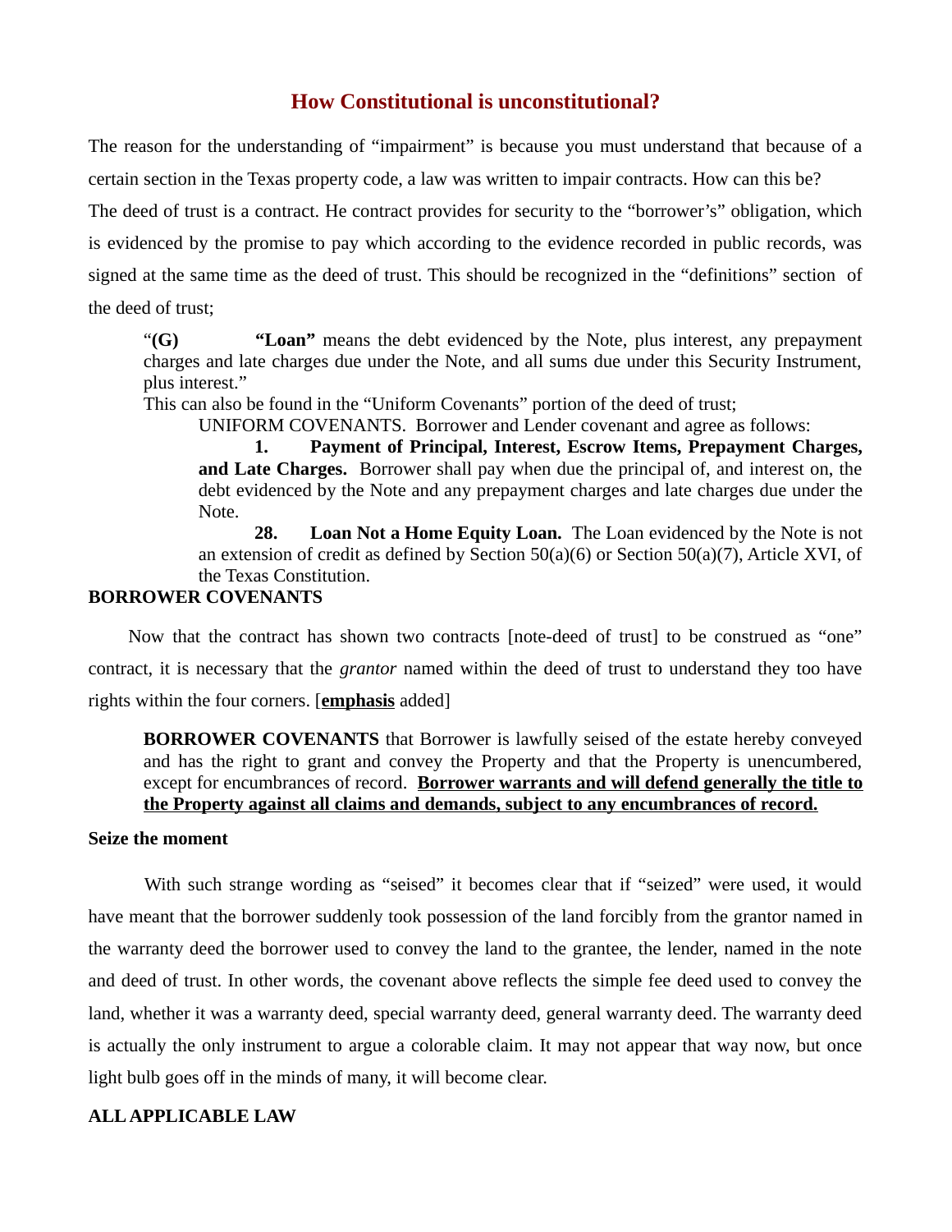## How Constitutional is unconstitutional?

The reason for the understanding of "impairment" is because you must understand that because of a certain section in the Texas property code, a law was written to impair contracts. How can this be?

The deed of trust is a contract. He contract provides for security to the "borrower's" obligation, which is evidenced by the promise to pay which according to the evidence recorded in public records, was signed at the same time as the deed of trust. This should be recognized in the "definitions" section of the deed of trust;

> "**(G)** **"Loan"** means the debt evidenced by the Note, plus interest, any prepayment charges and late charges due under the Note, and all sums due under this Security Instrument, plus interest."
>
> This can also be found in the "Uniform Covenants" portion of the deed of trust;
>
> > UNIFORM COVENANTS. Borrower and Lender covenant and agree as follows:
> >
> > **1. Payment of Principal, Interest, Escrow Items, Prepayment Charges, and Late Charges.** Borrower shall pay when due the principal of, and interest on, the debt evidenced by the Note and any prepayment charges and late charges due under the Note.
> >
> > **28. Loan Not a Home Equity Loan.** The Loan evidenced by the Note is not an extension of credit as defined by Section 50(a)(6) or Section 50(a)(7), Article XVI, of the Texas Constitution.

**BORROWER COVENANTS**

Now that the contract has shown two contracts [note-deed of trust] to be construed as "one" contract, it is necessary that the *grantor* named within the deed of trust to understand they too have rights within the four corners. [**<u>emphasis</u>** added]

> **BORROWER COVENANTS** that Borrower is lawfully seised of the estate hereby conveyed and has the right to grant and convey the Property and that the Property is unencumbered, except for encumbrances of record. **<u>Borrower warrants and will defend generally the title to the Property against all claims and demands, subject to any encumbrances of record.</u>**

**Seize the moment**

With such strange wording as "seised" it becomes clear that if "seized" were used, it would have meant that the borrower suddenly took possession of the land forcibly from the grantor named in the warranty deed the borrower used to convey the land to the grantee, the lender, named in the note and deed of trust. In other words, the covenant above reflects the simple fee deed used to convey the land, whether it was a warranty deed, special warranty deed, general warranty deed. The warranty deed is actually the only instrument to argue a colorable claim. It may not appear that way now, but once light bulb goes off in the minds of many, it will become clear.

**ALL APPLICABLE LAW**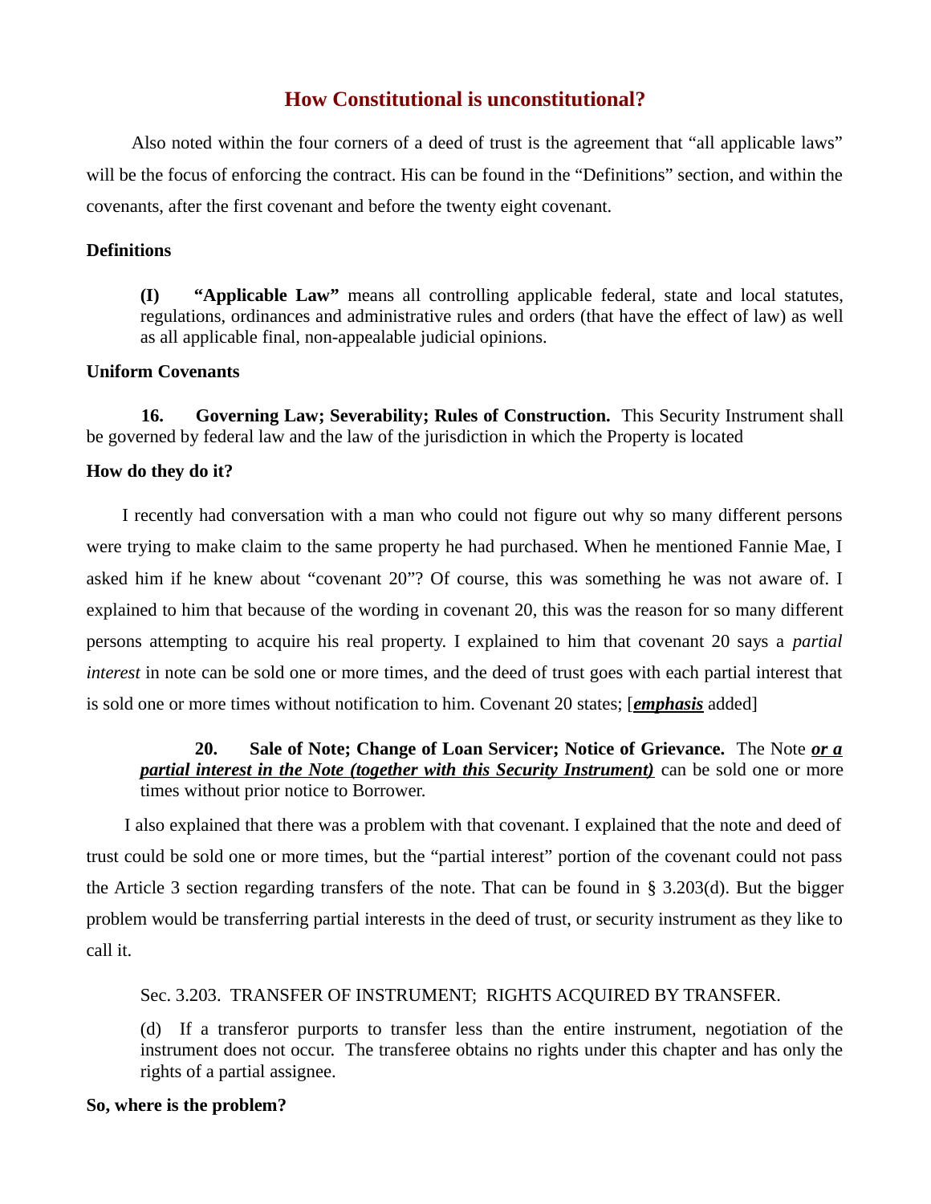# How Constitutional is unconstitutional?

Also noted within the four corners of a deed of trust is the agreement that "all applicable laws" will be the focus of enforcing the contract. His can be found in the "Definitions" section, and within the covenants, after the first covenant and before the twenty eight covenant.

**Definitions**

> **(I)** **"Applicable Law"** means all controlling applicable federal, state and local statutes, regulations, ordinances and administrative rules and orders (that have the effect of law) as well as all applicable final, non-appealable judicial opinions.

**Uniform Covenants**

> **16.** **Governing Law; Severability; Rules of Construction.** This Security Instrument shall be governed by federal law and the law of the jurisdiction in which the Property is located

**How do they do it?**

I recently had conversation with a man who could not figure out why so many different persons were trying to make claim to the same property he had purchased. When he mentioned Fannie Mae, I asked him if he knew about "covenant 20"? Of course, this was something he was not aware of. I explained to him that because of the wording in covenant 20, this was the reason for so many different persons attempting to acquire his real property. I explained to him that covenant 20 says a *partial interest* in note can be sold one or more times, and the deed of trust goes with each partial interest that is sold one or more times without notification to him. Covenant 20 states; [***emphasis*** added]

> **20.** **Sale of Note; Change of Loan Servicer; Notice of Grievance.** The Note ***or a partial interest in the Note (together with this Security Instrument)*** can be sold one or more times without prior notice to Borrower.

I also explained that there was a problem with that covenant. I explained that the note and deed of trust could be sold one or more times, but the "partial interest" portion of the covenant could not pass the Article 3 section regarding transfers of the note. That can be found in § 3.203(d). But the bigger problem would be transferring partial interests in the deed of trust, or security instrument as they like to call it.

> Sec. 3.203. TRANSFER OF INSTRUMENT; RIGHTS ACQUIRED BY TRANSFER.
>
> (d) If a transferor purports to transfer less than the entire instrument, negotiation of the instrument does not occur. The transferee obtains no rights under this chapter and has only the rights of a partial assignee.

**So, where is the problem?**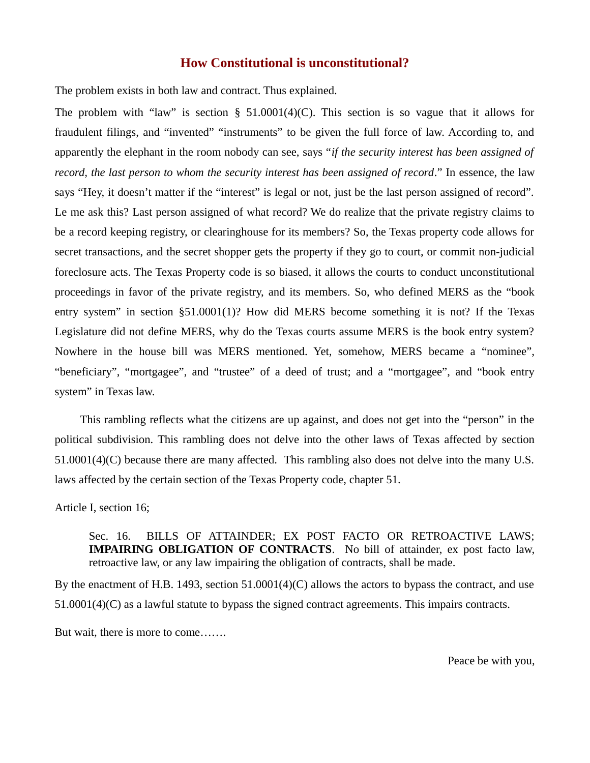## How Constitutional is unconstitutional?

The problem exists in both law and contract. Thus explained.

The problem with “law” is section § 51.0001(4)(C). This section is so vague that it allows for fraudulent filings, and “invented” “instruments” to be given the full force of law. According to, and apparently the elephant in the room nobody can see, says “*if the security interest has been assigned of record, the last person to whom the security interest has been assigned of record*.” In essence, the law says “Hey, it doesn’t matter if the “interest” is legal or not, just be the last person assigned of record”. Le me ask this? Last person assigned of what record? We do realize that the private registry claims to be a record keeping registry, or clearinghouse for its members? So, the Texas property code allows for secret transactions, and the secret shopper gets the property if they go to court, or commit non-judicial foreclosure acts. The Texas Property code is so biased, it allows the courts to conduct unconstitutional proceedings in favor of the private registry, and its members. So, who defined MERS as the “book entry system” in section §51.0001(1)? How did MERS become something it is not? If the Texas Legislature did not define MERS, why do the Texas courts assume MERS is the book entry system? Nowhere in the house bill was MERS mentioned. Yet, somehow, MERS became a “nominee”, “beneficiary”, “mortgagee”, and “trustee” of a deed of trust; and a “mortgagee”, and “book entry system” in Texas law.

This rambling reflects what the citizens are up against, and does not get into the “person” in the political subdivision. This rambling does not delve into the other laws of Texas affected by section 51.0001(4)(C) because there are many affected. This rambling also does not delve into the many U.S. laws affected by the certain section of the Texas Property code, chapter 51.

Article I, section 16;

> Sec. 16. BILLS OF ATTAINDER; EX POST FACTO OR RETROACTIVE LAWS; **IMPAIRING OBLIGATION OF CONTRACTS**. No bill of attainder, ex post facto law, retroactive law, or any law impairing the obligation of contracts, shall be made.

By the enactment of H.B. 1493, section 51.0001(4)(C) allows the actors to bypass the contract, and use 51.0001(4)(C) as a lawful statute to bypass the signed contract agreements. This impairs contracts.

But wait, there is more to come…….

Peace be with you,